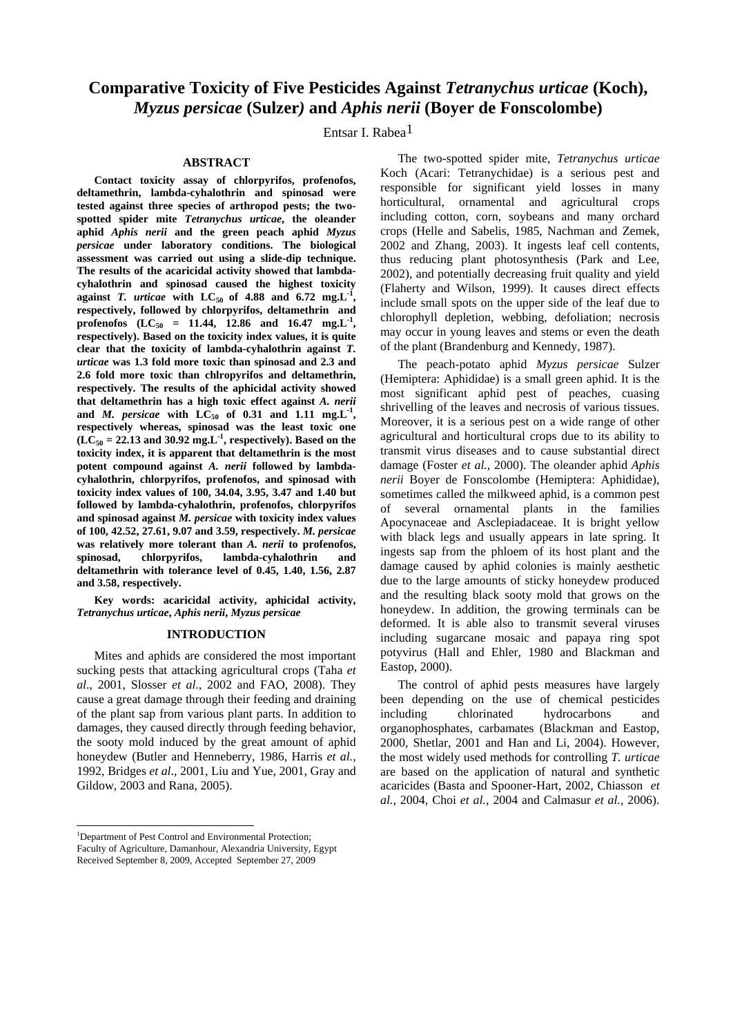# Comparative Toxicity of Five Pesticides Against *Tetranychus urticae* (Koch), *Myzus persicae* (Sulzer) and *Aphis nerii* (Boyer de Fonscolombe)

Entsar I. Rabea[1]

## ABSTRACT

**Contact toxicity assay of chlorpyrifos, profenofos, deltamethrin, lambda-cyhalothrin and spinosad were tested against three species of arthropod pests; the two-spotted spider mite *Tetranychus urticae*, the oleander aphid *Aphis nerii* and the green peach aphid *Myzus persicae* under laboratory conditions. The biological assessment was carried out using a slide-dip technique. The results of the acaricidal activity showed that lambda-cyhalothrin and spinosad caused the highest toxicity against *T. urticae* with $LC_{50}$ of 4.88 and 6.72 $mg.L^{-1}$, respectively, followed by chlorpyrifos, deltamethrin and profenofos ($LC_{50}$ = 11.44, 12.86 and 16.47 $mg.L^{-1}$, respectively). Based on the toxicity index values, it is quite clear that the toxicity of lambda-cyhalothrin against *T. urticae* was 1.3 fold more toxic than spinosad and 2.3 and 2.6 fold more toxic than chlropyrifos and deltamethrin, respectively. The results of the aphicidal activity showed that deltamethrin has a high toxic effect against *A. nerii* and *M. persicae* with $LC_{50}$ of 0.31 and 1.11 $mg.L^{-1}$, respectively whereas, spinosad was the least toxic one ($LC_{50}$ = 22.13 and 30.92 $mg.L^{-1}$, respectively). Based on the toxicity index, it is apparent that deltamethrin is the most potent compound against *A. nerii* followed by lambda-cyhalothrin, chlorpyrifos, profenofos, and spinosad with toxicity index values of 100, 34.04, 3.95, 3.47 and 1.40 but followed by lambda-cyhalothrin, profenofos, chlorpyrifos and spinosad against *M. persicae* with toxicity index values of 100, 42.52, 27.61, 9.07 and 3.59, respectively. *M. persicae* was relatively more tolerant than *A. nerii* to profenofos, spinosad, chlorpyrifos, lambda-cyhalothrin and deltamethrin with tolerance level of 0.45, 1.40, 1.56, 2.87 and 3.58, respectively.**

**Key words: acaricidal activity, aphicidal activity, *Tetranychus urticae*, *Aphis nerii*, *Myzus persicae***

## INTRODUCTION

Mites and aphids are considered the most important sucking pests that attacking agricultural crops (Taha *et al*., 2001, Slosser *et al*., 2002 and FAO, 2008). They cause a great damage through their feeding and draining of the plant sap from various plant parts. In addition to damages, they caused directly through feeding behavior, the sooty mold induced by the great amount of aphid honeydew (Butler and Henneberry, 1986, Harris *et al.,* 1992, Bridges *et al*., 2001, Liu and Yue, 2001, Gray and Gildow, 2003 and Rana, 2005).

The two-spotted spider mite, *Tetranychus urticae* Koch (Acari: Tetranychidae) is a serious pest and responsible for significant yield losses in many horticultural, ornamental and agricultural crops including cotton, corn, soybeans and many orchard crops (Helle and Sabelis, 1985, Nachman and Zemek, 2002 and Zhang, 2003). It ingests leaf cell contents, thus reducing plant photosynthesis (Park and Lee, 2002), and potentially decreasing fruit quality and yield (Flaherty and Wilson, 1999). It causes direct effects include small spots on the upper side of the leaf due to chlorophyll depletion, webbing, defoliation; necrosis may occur in young leaves and stems or even the death of the plant (Brandenburg and Kennedy, 1987).

The peach-potato aphid *Myzus persicae* Sulzer (Hemiptera: Aphididae) is a small green aphid. It is the most significant aphid pest of peaches, cuasing shrivelling of the leaves and necrosis of various tissues. Moreover, it is a serious pest on a wide range of other agricultural and horticultural crops due to its ability to transmit virus diseases and to cause substantial direct damage (Foster *et al.,* 2000). The oleander aphid *Aphis nerii* Boyer de Fonscolombe (Hemiptera: Aphididae), sometimes called the milkweed aphid, is a common pest of several ornamental plants in the families Apocynaceae and Asclepiadaceae. It is bright yellow with black legs and usually appears in late spring. It ingests sap from the phloem of its host plant and the damage caused by aphid colonies is mainly aesthetic due to the large amounts of sticky honeydew produced and the resulting black sooty mold that grows on the honeydew. In addition, the growing terminals can be deformed. It is able also to transmit several viruses including sugarcane mosaic and papaya ring spot potyvirus (Hall and Ehler, 1980 and Blackman and Eastop, 2000).

The control of aphid pests measures have largely been depending on the use of chemical pesticides including chlorinated hydrocarbons and organophosphates, carbamates (Blackman and Eastop, 2000, Shetlar, 2001 and Han and Li, 2004). However, the most widely used methods for controlling *T. urticae* are based on the application of natural and synthetic acaricides (Basta and Spooner-Hart, 2002, Chiasson *et al.,* 2004, Choi *et al.,* 2004 and Calmasur *et al.,* 2006).

---

[1]Department of Pest Control and Environmental Protection;
Faculty of Agriculture, Damanhour, Alexandria University, Egypt
Received September 8, 2009, Accepted September 27, 2009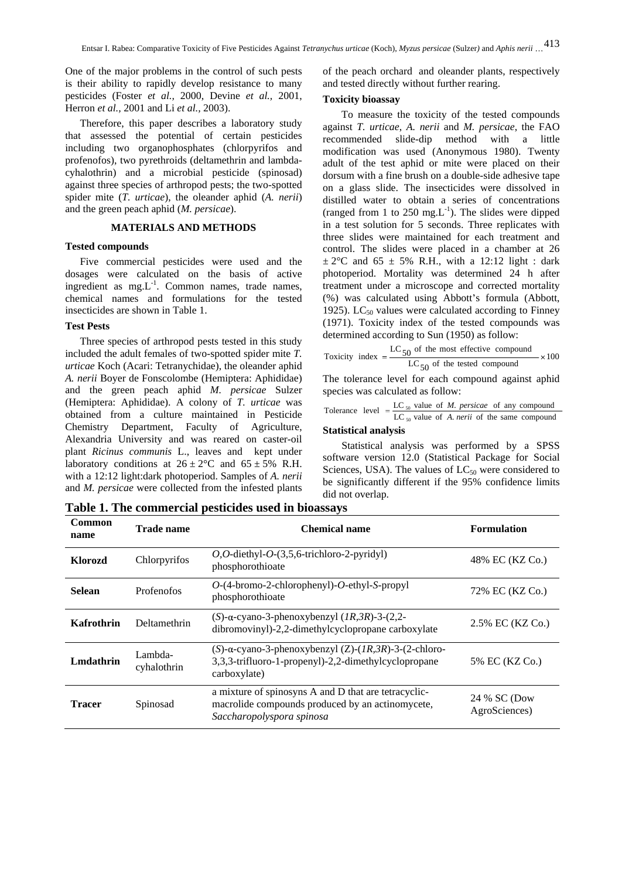One of the major problems in the control of such pests is their ability to rapidly develop resistance to many pesticides (Foster *et al.,* 2000, Devine *et al.,* 2001, Herron *et al.,* 2001 and Li *et al.,* 2003).

Therefore, this paper describes a laboratory study that assessed the potential of certain pesticides including two organophosphates (chlorpyrifos and profenofos), two pyrethroids (deltamethrin and lambda-cyhalothrin) and a microbial pesticide (spinosad) against three species of arthropod pests; the two-spotted spider mite (*T. urticae*), the oleander aphid (*A. nerii*) and the green peach aphid (*M. persicae*).

## MATERIALS AND METHODS

### Tested compounds

Five commercial pesticides were used and the dosages were calculated on the basis of active ingredient as $mg.L^{-1}$. Common names, trade names, chemical names and formulations for the tested insecticides are shown in Table 1.

### Test Pests

Three species of arthropod pests tested in this study included the adult females of two-spotted spider mite *T. urticae* Koch (Acari: Tetranychidae), the oleander aphid *A. nerii* Boyer de Fonscolombe (Hemiptera: Aphididae) and the green peach aphid *M. persicae* Sulzer (Hemiptera: Aphididae). A colony of *T. urticae* was obtained from a culture maintained in Pesticide Chemistry Department, Faculty of Agriculture, Alexandria University and was reared on caster-oil plant *Ricinus communis* L., leaves and kept under laboratory conditions at $26 \pm 2°C$ and $65 \pm 5\%$ R.H. with a 12:12 light:dark photoperiod. Samples of *A. nerii* and *M. persicae* were collected from the infested plants of the peach orchard and oleander plants, respectively and tested directly without further rearing.

### Toxicity bioassay

To measure the toxicity of the tested compounds against *T. urticae*, *A. nerii* and *M. persicae*, the FAO recommended slide-dip method with a little modification was used (Anonymous 1980). Twenty adult of the test aphid or mite were placed on their dorsum with a fine brush on a double-side adhesive tape on a glass slide. The insecticides were dissolved in distilled water to obtain a series of concentrations (ranged from 1 to 250 $mg.L^{-1}$). The slides were dipped in a test solution for 5 seconds. Three replicates with three slides were maintained for each treatment and control. The slides were placed in a chamber at 26 $\pm$ 2°C and 65 $\pm$ 5% R.H., with a 12:12 light : dark photoperiod. Mortality was determined 24 h after treatment under a microscope and corrected mortality (%) was calculated using Abbott's formula (Abbott, 1925). $LC_{50}$ values were calculated according to Finney (1971). Toxicity index of the tested compounds was determined according to Sun (1950) as follow:

$$\text{Toxicity index} = \frac{LC_{50} \text{ of the most effective compound}}{LC_{50} \text{ of the tested compound}} \times 100$$

The tolerance level for each compound against aphid species was calculated as follow:

$$\text{Tolerance level} = \frac{LC_{50} \text{ value of } \textit{M. persicae} \text{ of any compound}}{LC_{50} \text{ value of } \textit{A. nerii} \text{ of the same compound}}$$

### Statistical analysis

Statistical analysis was performed by a SPSS software version 12.0 (Statistical Package for Social Sciences, USA). The values of $LC_{50}$ were considered to be significantly different if the 95% confidence limits did not overlap.

**Table 1. The commercial pesticides used in bioassays**

| Common name | Trade name | Chemical name | Formulation |
|---|---|---|---|
| **Klorozd** | Chlorpyrifos | *O,O*-diethyl-*O*-(3,5,6-trichloro-2-pyridyl) phosphorothioate | 48% EC (KZ Co.) |
| **Selean** | Profenofos | *O*-(4-bromo-2-chlorophenyl)-*O*-ethyl-*S*-propyl phosphorothioate | 72% EC (KZ Co.) |
| **Kafrothrin** | Deltamethrin | (*S*)-α-cyano-3-phenoxybenzyl (*1R,3R*)-3-(2,2-dibromovinyl)-2,2-dimethylcyclopropane carboxylate | 2.5% EC (KZ Co.) |
| **Lmdathrin** | Lambda-cyhalothrin | (*S*)-α-cyano-3-phenoxybenzyl (Z)-(*1R,3R*)-3-(2-chloro-3,3,3-trifluoro-1-propenyl)-2,2-dimethylcyclopropane carboxylate | 5% EC (KZ Co.) |
| **Tracer** | Spinosad | a mixture of spinosyns A and D that are tetracyclic-macrolide compounds produced by an actinomycete, *Saccharopolyspora spinosa* | 24 % SC (Dow AgroSciences) |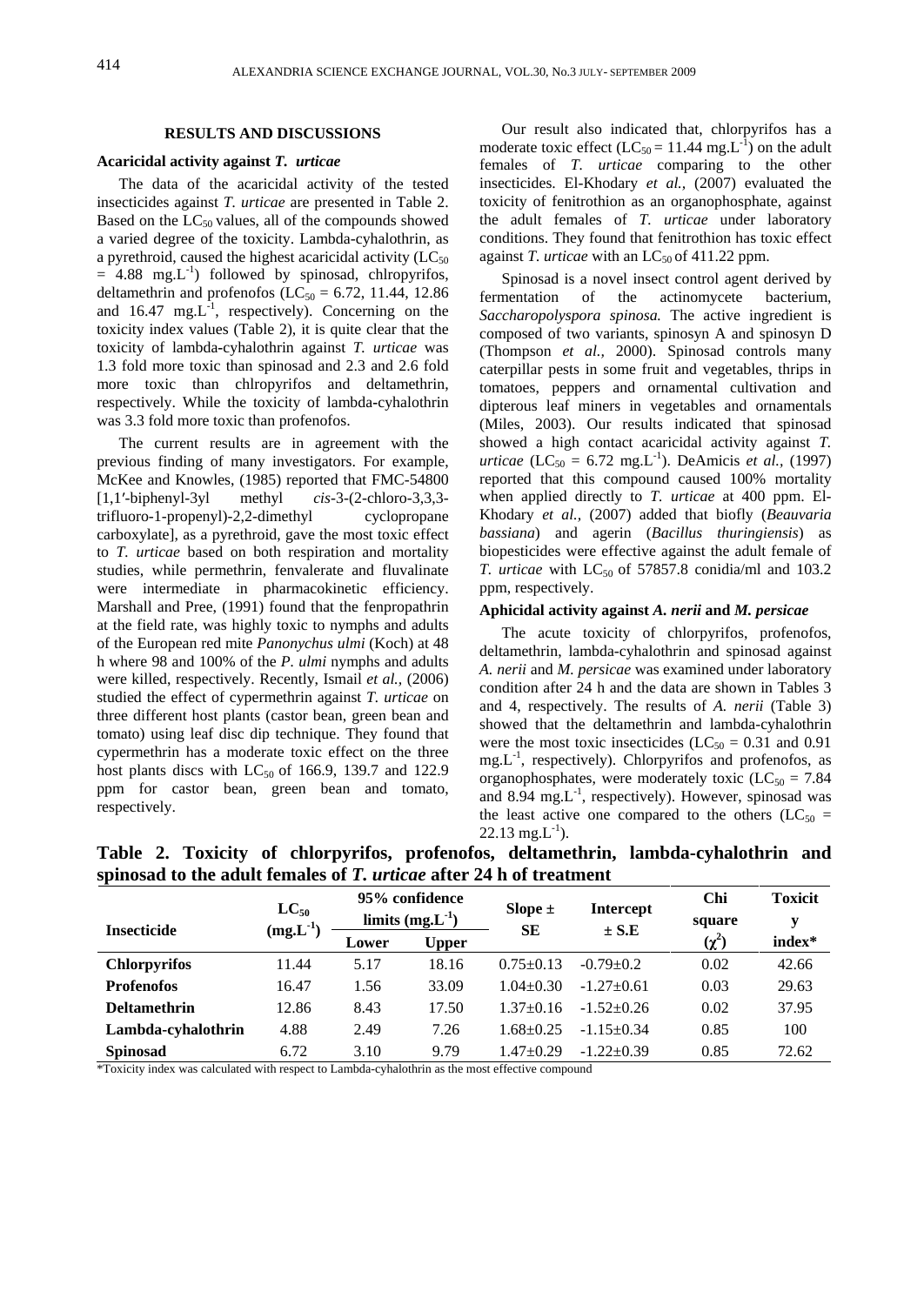## RESULTS AND DISCUSSIONS

### Acaricidal activity against *T. urticae*

The data of the acaricidal activity of the tested insecticides against *T. urticae* are presented in Table 2. Based on the $LC_{50}$ values, all of the compounds showed a varied degree of the toxicity. Lambda-cyhalothrin, as a pyrethroid, caused the highest acaricidal activity ($LC_{50}$ = 4.88 $mg.L^{-1}$) followed by spinosad, chlropyrifos, deltamethrin and profenofos ($LC_{50}$ = 6.72, 11.44, 12.86 and 16.47 $mg.L^{-1}$, respectively). Concerning on the toxicity index values (Table 2), it is quite clear that the toxicity of lambda-cyhalothrin against *T. urticae* was 1.3 fold more toxic than spinosad and 2.3 and 2.6 fold more toxic than chlropyrifos and deltamethrin, respectively. While the toxicity of lambda-cyhalothrin was 3.3 fold more toxic than profenofos.

The current results are in agreement with the previous finding of many investigators. For example, McKee and Knowles, (1985) reported that FMC-54800 [1,1′-biphenyl-3yl methyl *cis*-3-(2-chloro-3,3,3-trifluoro-1-propenyl)-2,2-dimethyl cyclopropane carboxylate], as a pyrethroid, gave the most toxic effect to *T. urticae* based on both respiration and mortality studies, while permethrin, fenvalerate and fluvalinate were intermediate in pharmacokinetic efficiency. Marshall and Pree, (1991) found that the fenpropathrin at the field rate, was highly toxic to nymphs and adults of the European red mite *Panonychus ulmi* (Koch) at 48 h where 98 and 100% of the *P. ulmi* nymphs and adults were killed, respectively. Recently, Ismail *et al.,* (2006) studied the effect of cypermethrin against *T. urticae* on three different host plants (castor bean, green bean and tomato) using leaf disc dip technique. They found that cypermethrin has a moderate toxic effect on the three host plants discs with $LC_{50}$ of 166.9, 139.7 and 122.9 ppm for castor bean, green bean and tomato, respectively.

Our result also indicated that, chlorpyrifos has a moderate toxic effect ($LC_{50}$ = 11.44 $mg.L^{-1}$) on the adult females of *T. urticae* comparing to the other insecticides. El-Khodary *et al.,* (2007) evaluated the toxicity of fenitrothion as an organophosphate, against the adult females of *T. urticae* under laboratory conditions. They found that fenitrothion has toxic effect against *T. urticae* with an $LC_{50}$ of 411.22 ppm.

Spinosad is a novel insect control agent derived by fermentation of the actinomycete bacterium, *Saccharopolyspora spinosa.* The active ingredient is composed of two variants, spinosyn A and spinosyn D (Thompson *et al.,* 2000). Spinosad controls many caterpillar pests in some fruit and vegetables, thrips in tomatoes, peppers and ornamental cultivation and dipterous leaf miners in vegetables and ornamentals (Miles, 2003). Our results indicated that spinosad showed a high contact acaricidal activity against *T. urticae* ($LC_{50}$ = 6.72 $mg.L^{-1}$). DeAmicis *et al.,* (1997) reported that this compound caused 100% mortality when applied directly to *T. urticae* at 400 ppm. El-Khodary *et al.,* (2007) added that biofly (*Beauvaria bassiana*) and agerin (*Bacillus thuringiensis*) as biopesticides were effective against the adult female of *T. urticae* with $LC_{50}$ of 57857.8 conidia/ml and 103.2 ppm, respectively.

### Aphicidal activity against *A. nerii* and *M. persicae*

The acute toxicity of chlorpyrifos, profenofos, deltamethrin, lambda-cyhalothrin and spinosad against *A. nerii* and *M. persicae* was examined under laboratory condition after 24 h and the data are shown in Tables 3 and 4, respectively. The results of *A. nerii* (Table 3) showed that the deltamethrin and lambda-cyhalothrin were the most toxic insecticides ($LC_{50}$ = 0.31 and 0.91 $mg.L^{-1}$, respectively). Chlorpyrifos and profenofos, as organophosphates, were moderately toxic ($LC_{50}$ = 7.84 and 8.94 $mg.L^{-1}$, respectively). However, spinosad was the least active one compared to the others ($LC_{50}$ = 22.13 $mg.L^{-1}$).

**Table 2. Toxicity of chlorpyrifos, profenofos, deltamethrin, lambda-cyhalothrin and spinosad to the adult females of *T. urticae* after 24 h of treatment**

| Insecticide | $LC_{50}$ ($mg.L^{-1}$) | 95% confidence limits ($mg.L^{-1}$) | | Slope ± SE | Intercept ± S.E | Chi square ($\chi^2$) | Toxicity index* |
|---|---|---|---|---|---|---|---|
| | | Lower | Upper | | | | |
| **Chlorpyrifos** | 11.44 | 5.17 | 18.16 | 0.75±0.13 | -0.79±0.2 | 0.02 | 42.66 |
| **Profenofos** | 16.47 | 1.56 | 33.09 | 1.04±0.30 | -1.27±0.61 | 0.03 | 29.63 |
| **Deltamethrin** | 12.86 | 8.43 | 17.50 | 1.37±0.16 | -1.52±0.26 | 0.02 | 37.95 |
| **Lambda-cyhalothrin** | 4.88 | 2.49 | 7.26 | 1.68±0.25 | -1.15±0.34 | 0.85 | 100 |
| **Spinosad** | 6.72 | 3.10 | 9.79 | 1.47±0.29 | -1.22±0.39 | 0.85 | 72.62 |

*Toxicity index was calculated with respect to Lambda-cyhalothrin as the most effective compound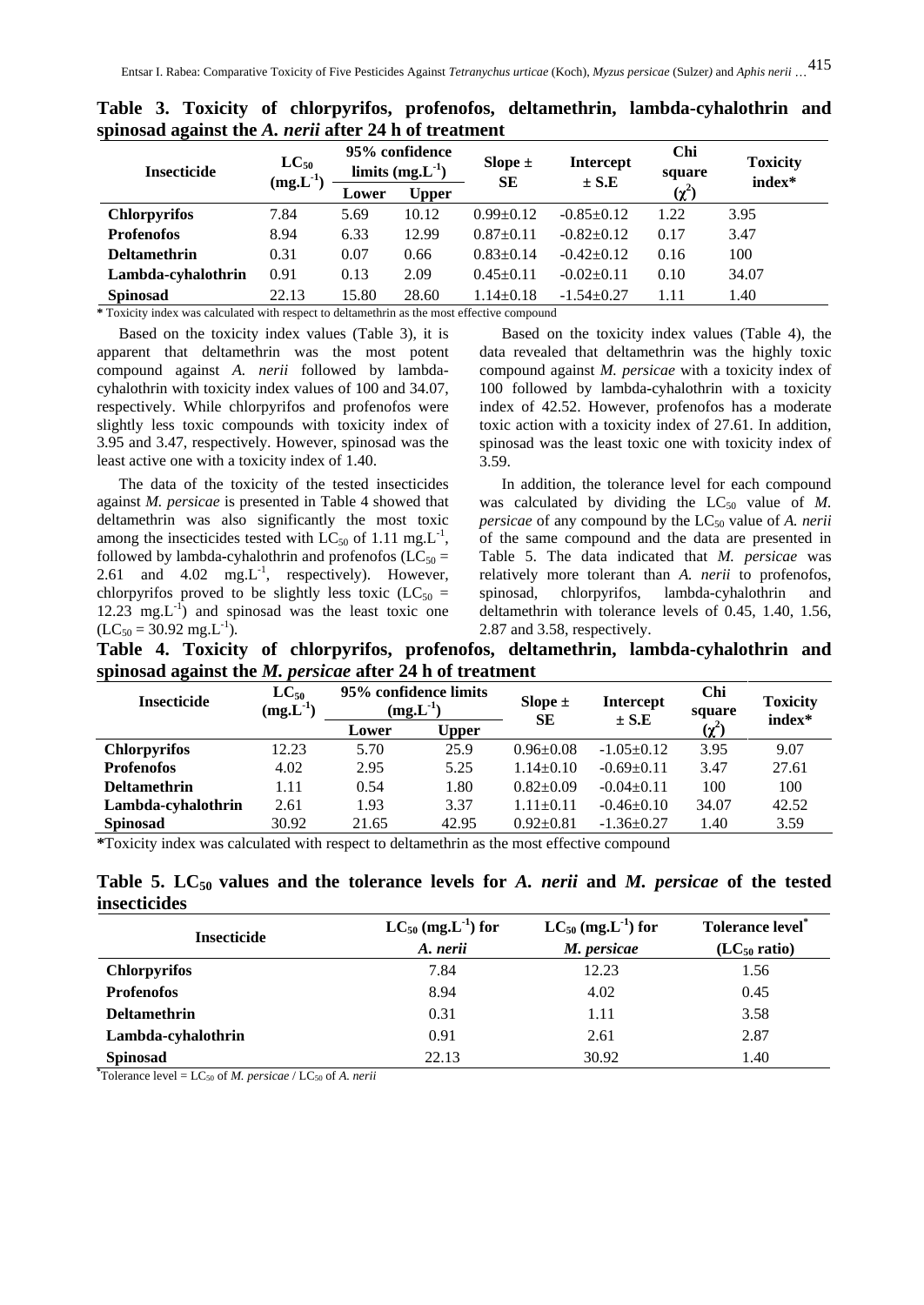**Table 3. Toxicity of chlorpyrifos, profenofos, deltamethrin, lambda-cyhalothrin and spinosad against the *A. nerii* after 24 h of treatment**

| Insecticide | $LC_{50}$ ($mg.L^{-1}$) | 95% confidence limits ($mg.L^{-1}$) | | Slope ± SE | Intercept ± S.E | Chi square ($\chi^2$) | Toxicity index* |
|---|---|---|---|---|---|---|---|
| | | Lower | Upper | | | | |
| **Chlorpyrifos** | 7.84 | 5.69 | 10.12 | 0.99±0.12 | -0.85±0.12 | 1.22 | 3.95 |
| **Profenofos** | 8.94 | 6.33 | 12.99 | 0.87±0.11 | -0.82±0.12 | 0.17 | 3.47 |
| **Deltamethrin** | 0.31 | 0.07 | 0.66 | 0.83±0.14 | -0.42±0.12 | 0.16 | 100 |
| **Lambda-cyhalothrin** | 0.91 | 0.13 | 2.09 | 0.45±0.11 | -0.02±0.11 | 0.10 | 34.07 |
| **Spinosad** | 22.13 | 15.80 | 28.60 | 1.14±0.18 | -1.54±0.27 | 1.11 | 1.40 |

* Toxicity index was calculated with respect to deltamethrin as the most effective compound

Based on the toxicity index values (Table 3), it is apparent that deltamethrin was the most potent compound against *A. nerii* followed by lambda-cyhalothrin with toxicity index values of 100 and 34.07, respectively. While chlorpyrifos and profenofos were slightly less toxic compounds with toxicity index of 3.95 and 3.47, respectively. However, spinosad was the least active one with a toxicity index of 1.40.

The data of the toxicity of the tested insecticides against *M. persicae* is presented in Table 4 showed that deltamethrin was also significantly the most toxic among the insecticides tested with $LC_{50}$ of 1.11 $mg.L^{-1}$, followed by lambda-cyhalothrin and profenofos ($LC_{50}$ = 2.61 and 4.02 $mg.L^{-1}$, respectively). However, chlorpyrifos proved to be slightly less toxic ($LC_{50}$ = 12.23 $mg.L^{-1}$) and spinosad was the least toxic one ($LC_{50}$ = 30.92 $mg.L^{-1}$).

Based on the toxicity index values (Table 4), the data revealed that deltamethrin was the highly toxic compound against *M. persicae* with a toxicity index of 100 followed by lambda-cyhalothrin with a toxicity index of 42.52. However, profenofos has a moderate toxic action with a toxicity index of 27.61. In addition, spinosad was the least toxic one with toxicity index of 3.59.

In addition, the tolerance level for each compound was calculated by dividing the $LC_{50}$ value of *M. persicae* of any compound by the $LC_{50}$ value of *A. nerii* of the same compound and the data are presented in Table 5. The data indicated that *M. persicae* was relatively more tolerant than *A. nerii* to profenofos, spinosad, chlorpyrifos, lambda-cyhalothrin and deltamethrin with tolerance levels of 0.45, 1.40, 1.56, 2.87 and 3.58, respectively.

**Table 4. Toxicity of chlorpyrifos, profenofos, deltamethrin, lambda-cyhalothrin and spinosad against the *M. persicae* after 24 h of treatment**

| Insecticide | $LC_{50}$ ($mg.L^{-1}$) | 95% confidence limits ($mg.L^{-1}$) | | Slope ± SE | Intercept ± S.E | Chi square ($\chi^2$) | Toxicity index* |
|---|---|---|---|---|---|---|---|
| | | Lower | Upper | | | | |
| **Chlorpyrifos** | 12.23 | 5.70 | 25.9 | 0.96±0.08 | -1.05±0.12 | 3.95 | 9.07 |
| **Profenofos** | 4.02 | 2.95 | 5.25 | 1.14±0.10 | -0.69±0.11 | 3.47 | 27.61 |
| **Deltamethrin** | 1.11 | 0.54 | 1.80 | 0.82±0.09 | -0.04±0.11 | 100 | 100 |
| **Lambda-cyhalothrin** | 2.61 | 1.93 | 3.37 | 1.11±0.11 | -0.46±0.10 | 34.07 | 42.52 |
| **Spinosad** | 30.92 | 21.65 | 42.95 | 0.92±0.81 | -1.36±0.27 | 1.40 | 3.59 |

*Toxicity index was calculated with respect to deltamethrin as the most effective compound

**Table 5. $LC_{50}$ values and the tolerance levels for *A. nerii* and *M. persicae* of the tested insecticides**

| Insecticide | $LC_{50}$ ($mg.L^{-1}$) for *A. nerii* | $LC_{50}$ ($mg.L^{-1}$) for *M. persicae* | Tolerance level* ($LC_{50}$ ratio) |
|---|---|---|---|
| **Chlorpyrifos** | 7.84 | 12.23 | 1.56 |
| **Profenofos** | 8.94 | 4.02 | 0.45 |
| **Deltamethrin** | 0.31 | 1.11 | 3.58 |
| **Lambda-cyhalothrin** | 0.91 | 2.61 | 2.87 |
| **Spinosad** | 22.13 | 30.92 | 1.40 |

*Tolerance level = $LC_{50}$ of *M. persicae* / $LC_{50}$ of *A. nerii*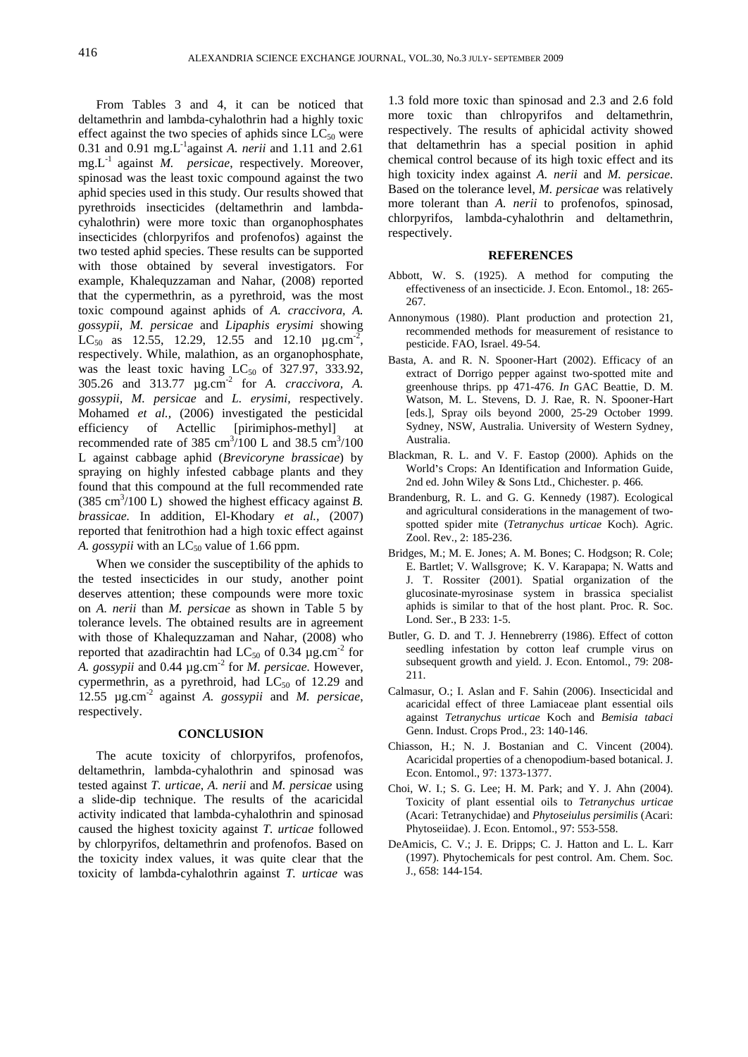From Tables 3 and 4, it can be noticed that deltamethrin and lambda-cyhalothrin had a highly toxic effect against the two species of aphids since $LC_{50}$ were 0.31 and 0.91 mg.$L^{-1}$against *A. nerii* and 1.11 and 2.61 mg.$L^{-1}$ against *M. persicae*, respectively. Moreover, spinosad was the least toxic compound against the two aphid species used in this study. Our results showed that pyrethroids insecticides (deltamethrin and lambda-cyhalothrin) were more toxic than organophosphates insecticides (chlorpyrifos and profenofos) against the two tested aphid species. These results can be supported with those obtained by several investigators. For example, Khalequzzaman and Nahar, (2008) reported that the cypermethrin, as a pyrethroid, was the most toxic compound against aphids of *A. craccivora*, *A. gossypii*, *M. persicae* and *Lipaphis erysimi* showing $LC_{50}$ as 12.55, 12.29, 12.55 and 12.10 µg.$cm^{-2}$, respectively. While, malathion, as an organophosphate, was the least toxic having $LC_{50}$ of 327.97, 333.92, 305.26 and 313.77 µg.$cm^{-2}$ for *A. craccivora, A. gossypii*, *M. persicae* and *L. erysimi*, respectively. Mohamed *et al.,* (2006) investigated the pesticidal efficiency of Actellic [pirimiphos-methyl] at recommended rate of 385 $cm^3$/100 L and 38.5 $cm^3$/100 L against cabbage aphid (*Brevicoryne brassicae*) by spraying on highly infested cabbage plants and they found that this compound at the full recommended rate (385 $cm^3$/100 L) showed the highest efficacy against *B. brassicae*. In addition, El-Khodary *et al.,* (2007) reported that fenitrothion had a high toxic effect against *A. gossypii* with an $LC_{50}$ value of 1.66 ppm.

When we consider the susceptibility of the aphids to the tested insecticides in our study, another point deserves attention; these compounds were more toxic on *A. nerii* than *M. persicae* as shown in Table 5 by tolerance levels. The obtained results are in agreement with those of Khalequzzaman and Nahar, (2008) who reported that azadirachtin had $LC_{50}$ of 0.34 µg.$cm^{-2}$ for *A. gossypii* and 0.44 µg.$cm^{-2}$ for *M. persicae.* However, cypermethrin, as a pyrethroid, had $LC_{50}$ of 12.29 and 12.55 µg.$cm^{-2}$ against *A. gossypii* and *M. persicae*, respectively.

## CONCLUSION

The acute toxicity of chlorpyrifos, profenofos, deltamethrin, lambda-cyhalothrin and spinosad was tested against *T. urticae*, *A. nerii* and *M. persicae* using a slide-dip technique. The results of the acaricidal activity indicated that lambda-cyhalothrin and spinosad caused the highest toxicity against *T. urticae* followed by chlorpyrifos, deltamethrin and profenofos. Based on the toxicity index values, it was quite clear that the toxicity of lambda-cyhalothrin against *T. urticae* was 1.3 fold more toxic than spinosad and 2.3 and 2.6 fold more toxic than chlropyrifos and deltamethrin, respectively. The results of aphicidal activity showed that deltamethrin has a special position in aphid chemical control because of its high toxic effect and its high toxicity index against *A. nerii* and *M. persicae*. Based on the tolerance level, *M. persicae* was relatively more tolerant than *A. nerii* to profenofos, spinosad, chlorpyrifos, lambda-cyhalothrin and deltamethrin, respectively.

## REFERENCES

Abbott, W. S. (1925). A method for computing the effectiveness of an insecticide. J. Econ. Entomol., 18: 265-267.

Annonymous (1980). Plant production and protection 21, recommended methods for measurement of resistance to pesticide. FAO, Israel. 49-54.

Basta, A. and R. N. Spooner-Hart (2002). Efficacy of an extract of Dorrigo pepper against two-spotted mite and greenhouse thrips. pp 471-476. *In* GAC Beattie, D. M. Watson, M. L. Stevens, D. J. Rae, R. N. Spooner-Hart [eds.], Spray oils beyond 2000, 25-29 October 1999. Sydney, NSW, Australia. University of Western Sydney, Australia.

Blackman, R. L. and V. F. Eastop (2000). Aphids on the World's Crops: An Identification and Information Guide, 2nd ed. John Wiley & Sons Ltd., Chichester. p. 466.

Brandenburg, R. L. and G. G. Kennedy (1987). Ecological and agricultural considerations in the management of two-spotted spider mite (*Tetranychus urticae* Koch). Agric. Zool. Rev., 2: 185-236.

Bridges, M.; M. E. Jones; A. M. Bones; C. Hodgson; R. Cole; E. Bartlet; V. Wallsgrove; K. V. Karapapa; N. Watts and J. T. Rossiter (2001). Spatial organization of the glucosinate-myrosinase system in brassica specialist aphids is similar to that of the host plant. Proc. R. Soc. Lond. Ser., B 233: 1-5.

Butler, G. D. and T. J. Hennebrerry (1986). Effect of cotton seedling infestation by cotton leaf crumple virus on subsequent growth and yield. J. Econ. Entomol., 79: 208-211.

Calmasur, O.; I. Aslan and F. Sahin (2006). Insecticidal and acaricidal effect of three Lamiaceae plant essential oils against *Tetranychus urticae* Koch and *Bemisia tabaci* Genn. Indust. Crops Prod., 23: 140-146.

Chiasson, H.; N. J. Bostanian and C. Vincent (2004). Acaricidal properties of a chenopodium-based botanical. J. Econ. Entomol., 97: 1373-1377.

Choi, W. I.; S. G. Lee; H. M. Park; and Y. J. Ahn (2004). Toxicity of plant essential oils to *Tetranychus urticae* (Acari: Tetranychidae) and *Phytoseiulus persimilis* (Acari: Phytoseiidae). J. Econ. Entomol., 97: 553-558.

DeAmicis, C. V.; J. E. Dripps; C. J. Hatton and L. L. Karr (1997). Phytochemicals for pest control. Am. Chem. Soc. J., 658: 144-154.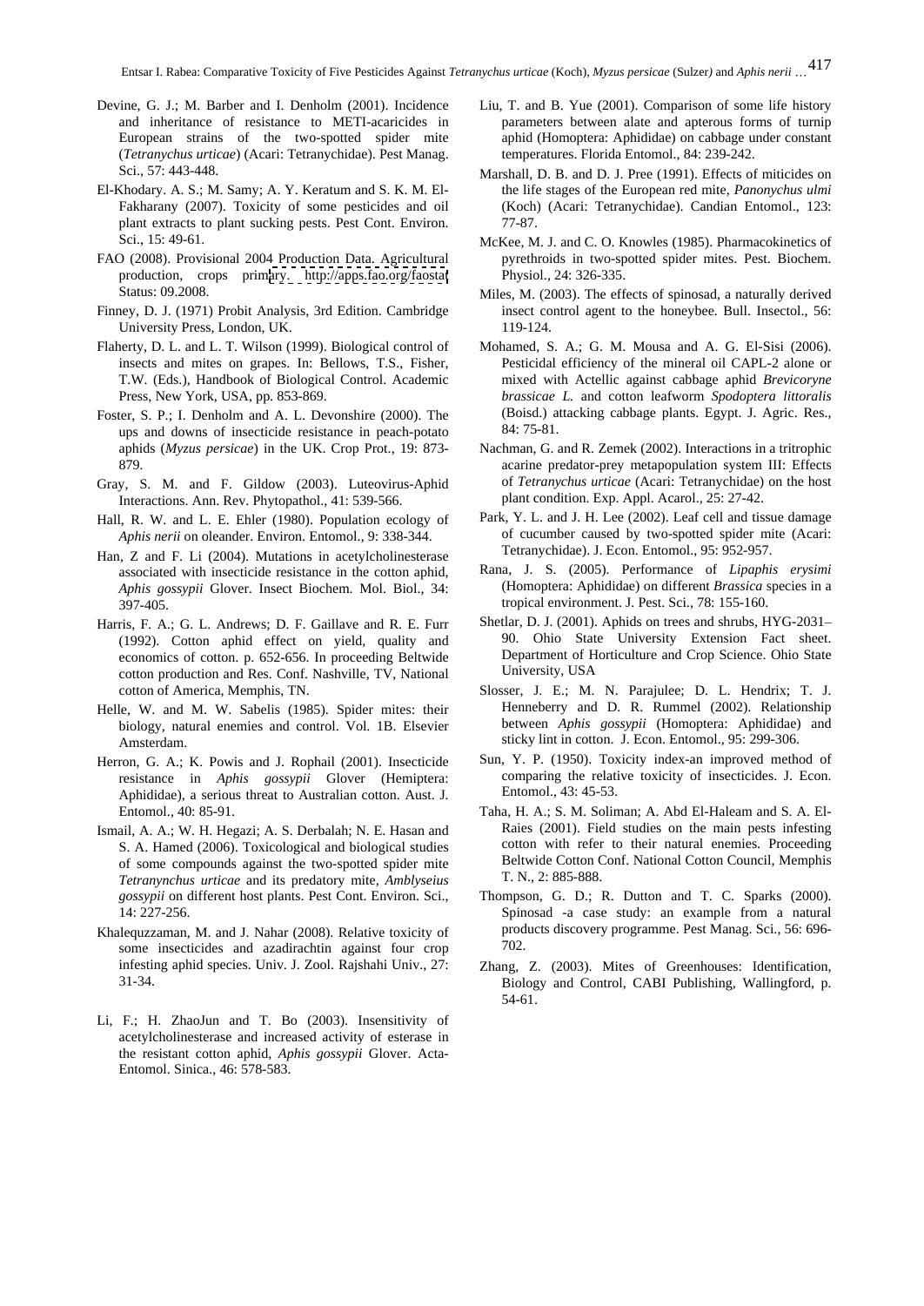Devine, G. J.; M. Barber and I. Denholm (2001). Incidence and inheritance of resistance to METI-acaricides in European strains of the two-spotted spider mite (*Tetranychus urticae*) (Acari: Tetranychidae). Pest Manag. Sci., 57: 443-448.

El-Khodary. A. S.; M. Samy; A. Y. Keratum and S. K. M. El-Fakharany (2007). Toxicity of some pesticides and oil plant extracts to plant sucking pests. Pest Cont. Environ. Sci., 15: 49-61.

FAO (2008). Provisional 2004 Production Data. Agricultural production, crops primary. http://apps.fao.org/faosta Status: 09.2008.

Finney, D. J. (1971) Probit Analysis, 3rd Edition. Cambridge University Press, London, UK.

Flaherty, D. L. and L. T. Wilson (1999). Biological control of insects and mites on grapes. In: Bellows, T.S., Fisher, T.W. (Eds.), Handbook of Biological Control. Academic Press, New York, USA, pp. 853-869.

Foster, S. P.; I. Denholm and A. L. Devonshire (2000). The ups and downs of insecticide resistance in peach-potato aphids (*Myzus persicae*) in the UK. Crop Prot., 19: 873-879.

Gray, S. M. and F. Gildow (2003). Luteovirus-Aphid Interactions. Ann. Rev. Phytopathol., 41: 539-566.

Hall, R. W. and L. E. Ehler (1980). Population ecology of *Aphis nerii* on oleander. Environ. Entomol., 9: 338-344.

Han, Z and F. Li (2004). Mutations in acetylcholinesterase associated with insecticide resistance in the cotton aphid, *Aphis gossypii* Glover. Insect Biochem. Mol. Biol., 34: 397-405.

Harris, F. A.; G. L. Andrews; D. F. Gaillave and R. E. Furr (1992). Cotton aphid effect on yield, quality and economics of cotton. p. 652-656. In proceeding Beltwide cotton production and Res. Conf. Nashville, TV, National cotton of America, Memphis, TN.

Helle, W. and M. W. Sabelis (1985). Spider mites: their biology, natural enemies and control. Vol. 1B. Elsevier Amsterdam.

Herron, G. A.; K. Powis and J. Rophail (2001). Insecticide resistance in *Aphis gossypii* Glover (Hemiptera: Aphididae), a serious threat to Australian cotton. Aust. J. Entomol., 40: 85-91.

Ismail, A. A.; W. H. Hegazi; A. S. Derbalah; N. E. Hasan and S. A. Hamed (2006). Toxicological and biological studies of some compounds against the two-spotted spider mite *Tetranynchus urticae* and its predatory mite, *Amblyseius gossypii* on different host plants. Pest Cont. Environ. Sci., 14: 227-256.

Khalequzzaman, M. and J. Nahar (2008). Relative toxicity of some insecticides and azadirachtin against four crop infesting aphid species. Univ. J. Zool. Rajshahi Univ., 27: 31-34.

Li, F.; H. ZhaoJun and T. Bo (2003). Insensitivity of acetylcholinesterase and increased activity of esterase in the resistant cotton aphid, *Aphis gossypii* Glover. Acta-Entomol. Sinica., 46: 578-583.

Liu, T. and B. Yue (2001). Comparison of some life history parameters between alate and apterous forms of turnip aphid (Homoptera: Aphididae) on cabbage under constant temperatures. Florida Entomol., 84: 239-242.

Marshall, D. B. and D. J. Pree (1991). Effects of miticides on the life stages of the European red mite, *Panonychus ulmi* (Koch) (Acari: Tetranychidae). Candian Entomol., 123: 77-87.

McKee, M. J. and C. O. Knowles (1985). Pharmacokinetics of pyrethroids in two-spotted spider mites. Pest. Biochem. Physiol., 24: 326-335.

Miles, M. (2003). The effects of spinosad, a naturally derived insect control agent to the honeybee. Bull. Insectol., 56: 119-124.

Mohamed, S. A.; G. M. Mousa and A. G. El-Sisi (2006). Pesticidal efficiency of the mineral oil CAPL-2 alone or mixed with Actellic against cabbage aphid *Brevicoryne brassicae L.* and cotton leafworm *Spodoptera littoralis* (Boisd.) attacking cabbage plants. Egypt. J. Agric. Res., 84: 75-81.

Nachman, G. and R. Zemek (2002). Interactions in a tritrophic acarine predator-prey metapopulation system III: Effects of *Tetranychus urticae* (Acari: Tetranychidae) on the host plant condition. Exp. Appl. Acarol., 25: 27-42.

Park, Y. L. and J. H. Lee (2002). Leaf cell and tissue damage of cucumber caused by two-spotted spider mite (Acari: Tetranychidae). J. Econ. Entomol., 95: 952-957.

Rana, J. S. (2005). Performance of *Lipaphis erysimi* (Homoptera: Aphididae) on different *Brassica* species in a tropical environment. J. Pest. Sci., 78: 155-160.

Shetlar, D. J. (2001). Aphids on trees and shrubs, HYG-2031–90. Ohio State University Extension Fact sheet. Department of Horticulture and Crop Science. Ohio State University, USA

Slosser, J. E.; M. N. Parajulee; D. L. Hendrix; T. J. Henneberry and D. R. Rummel (2002). Relationship between *Aphis gossypii* (Homoptera: Aphididae) and sticky lint in cotton. J. Econ. Entomol., 95: 299-306.

Sun, Y. P. (1950). Toxicity index-an improved method of comparing the relative toxicity of insecticides. J. Econ. Entomol., 43: 45-53.

Taha, H. A.; S. M. Soliman; A. Abd El-Haleam and S. A. El-Raies (2001). Field studies on the main pests infesting cotton with refer to their natural enemies. Proceeding Beltwide Cotton Conf. National Cotton Council, Memphis T. N., 2: 885-888.

Thompson, G. D.; R. Dutton and T. C. Sparks (2000). Spinosad -a case study: an example from a natural products discovery programme. Pest Manag. Sci., 56: 696-702.

Zhang, Z. (2003). Mites of Greenhouses: Identification, Biology and Control, CABI Publishing, Wallingford, p. 54-61.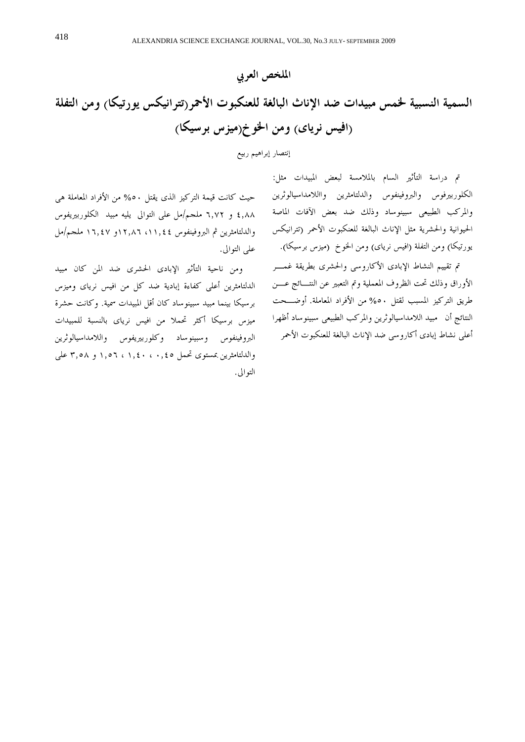# الملخص العربي

## السمية النسبية لخمس مبيدات ضد الإناث البالغة للعنكبوت الأحمر(تترانيكس يورتيكا) ومن التفلة (افيس نرياى) ومن الخوخ(ميزس برسيكا)

إنتصار إبراهيم ربيع

تم دراسة التأثير السام بالملامسة لبعض المبيدات مثل: الكلوربيرفوس والبروفينفوس والدلتامثرين واللامداسيالوثرين والمركب الطبيعى سبينوساد وذلك ضد بعض الآفات الماصة الحيوانية والحشرية مثل الإناث البالغة للعنكبوت الأحمر (تترانيكس يورتيكا) ومن التفلة (افيس نرياى) ومن الخوخ (ميزس برسيكا).

تم تقييم النشاط الإبادى الأكاروسى والحشرى بطريقة غمر الأوراق وذلك تحت الظروف المعملية وتم التعبير عن النتائج عن طريق التركيز المسبب لقتل ٥٠% من الأفراد المعاملة. أوضحت النتائج أن مبيد اللامداسيالوثرين والمركب الطبيعى سبينوساد أظهرا أعلى نشاط إبادى أكاروسى ضد الإناث البالغة للعنكبوت الأحمر حيث كانت قيمة التركيز الذى يقتل ٥٠% من الأفراد المعاملة هى ٤,٨٨ و ٦,٧٢ ملجم/مل على التوالى يليه مبيد الكلوربيريفوس والدلتامثرين ثم البروفينفوس ١١,٤٤، ١٢,٨٦و ١٦,٤٧ ملجم/مل على التوالى.

ومن ناحية التأثير الإبادى الحشرى ضد المن كان مبيد الدلتامثرين أعلى كفاءة إبادية ضد كل من افيس نرياى وميزس برسيكا بينما مبيد سبينوساد كان أقل المبيدات سمية. وكانت حشرة ميزس برسيكا أكثر تحملا من افيس نرياى بالنسبة للمبيدات البروفينفوس وسبينوساد وكلوربيريفوس واللامداسيالوثرين والدلتامثرين بمستوى تحمل ٠,٤٥ ، ١,٤٠ ، ١,٥٦ و ٣,٥٨ على التوالى.